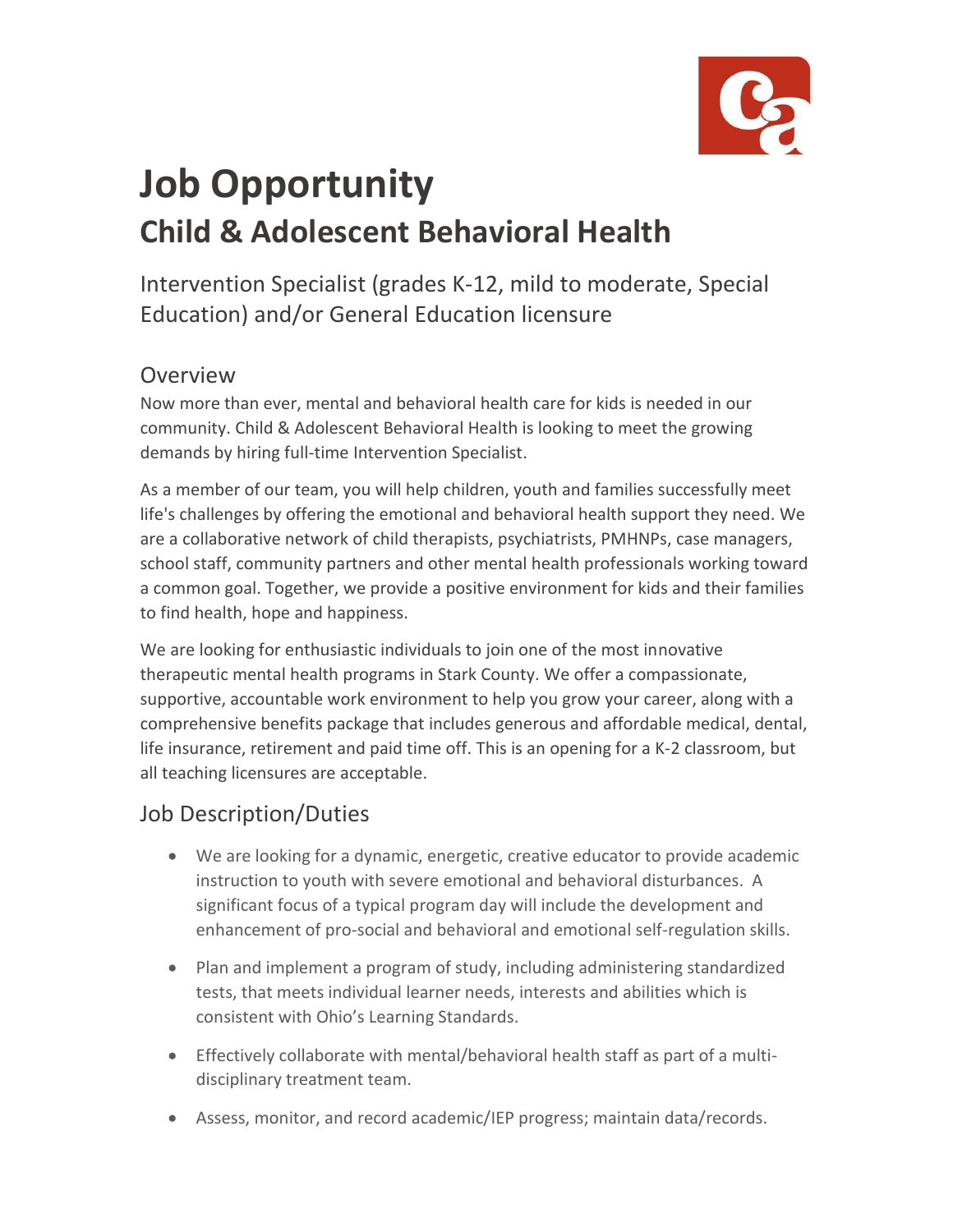# Job Opportunity

## Child & Adolescent Behavioral Health

Intervention Specialist (grades K-12, mild to moderate, Special Education) and/or General Education licensure

### Overview

Now more than ever, mental and behavioral health care for kids is needed in our community. Child & Adolescent Behavioral Health is looking to meet the growing demands by hiring full-time Intervention Specialist.

As a member of our team, you will help children, youth and families successfully meet life's challenges by offering the emotional and behavioral health support they need. We are a collaborative network of child therapists, psychiatrists, PMHNPs, case managers, school staff, community partners and other mental health professionals working toward a common goal. Together, we provide a positive environment for kids and their families to find health, hope and happiness.

We are looking for enthusiastic individuals to join one of the most innovative therapeutic mental health programs in Stark County. We offer a compassionate, supportive, accountable work environment to help you grow your career, along with a comprehensive benefits package that includes generous and affordable medical, dental, life insurance, retirement and paid time off. This is an opening for a K-2 classroom, but all teaching licensures are acceptable.

### Job Description/Duties

- We are looking for a dynamic, energetic, creative educator to provide academic instruction to youth with severe emotional and behavioral disturbances. A significant focus of a typical program day will include the development and enhancement of pro-social and behavioral and emotional self-regulation skills.
- Plan and implement a program of study, including administering standardized tests, that meets individual learner needs, interests and abilities which is consistent with Ohio's Learning Standards.
- Effectively collaborate with mental/behavioral health staff as part of a multi-disciplinary treatment team.
- Assess, monitor, and record academic/IEP progress; maintain data/records.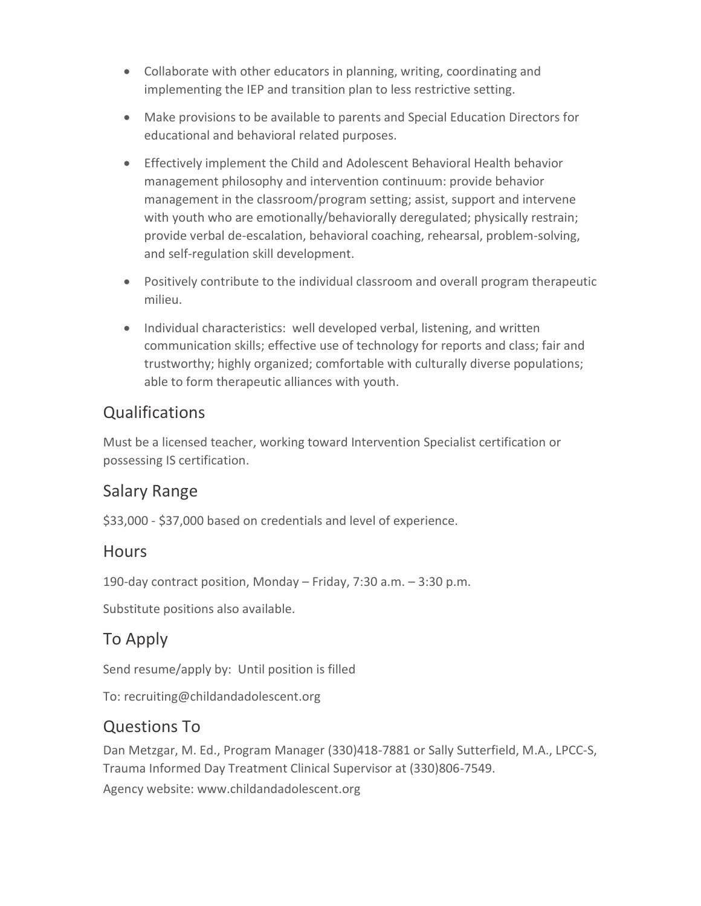- Collaborate with other educators in planning, writing, coordinating and implementing the IEP and transition plan to less restrictive setting.
- Make provisions to be available to parents and Special Education Directors for educational and behavioral related purposes.
- Effectively implement the Child and Adolescent Behavioral Health behavior management philosophy and intervention continuum: provide behavior management in the classroom/program setting; assist, support and intervene with youth who are emotionally/behaviorally deregulated; physically restrain; provide verbal de-escalation, behavioral coaching, rehearsal, problem-solving, and self-regulation skill development.
- Positively contribute to the individual classroom and overall program therapeutic milieu.
- Individual characteristics: well developed verbal, listening, and written communication skills; effective use of technology for reports and class; fair and trustworthy; highly organized; comfortable with culturally diverse populations; able to form therapeutic alliances with youth.

## Qualifications

Must be a licensed teacher, working toward Intervention Specialist certification or possessing IS certification.

## Salary Range

$33,000 - $37,000 based on credentials and level of experience.

## Hours

190-day contract position, Monday – Friday, 7:30 a.m. – 3:30 p.m.

Substitute positions also available.

## To Apply

Send resume/apply by: Until position is filled

To: recruiting@childandadolescent.org

## Questions To

Dan Metzgar, M. Ed., Program Manager (330)418-7881 or Sally Sutterfield, M.A., LPCC-S, Trauma Informed Day Treatment Clinical Supervisor at (330)806-7549.

Agency website: www.childandadolescent.org